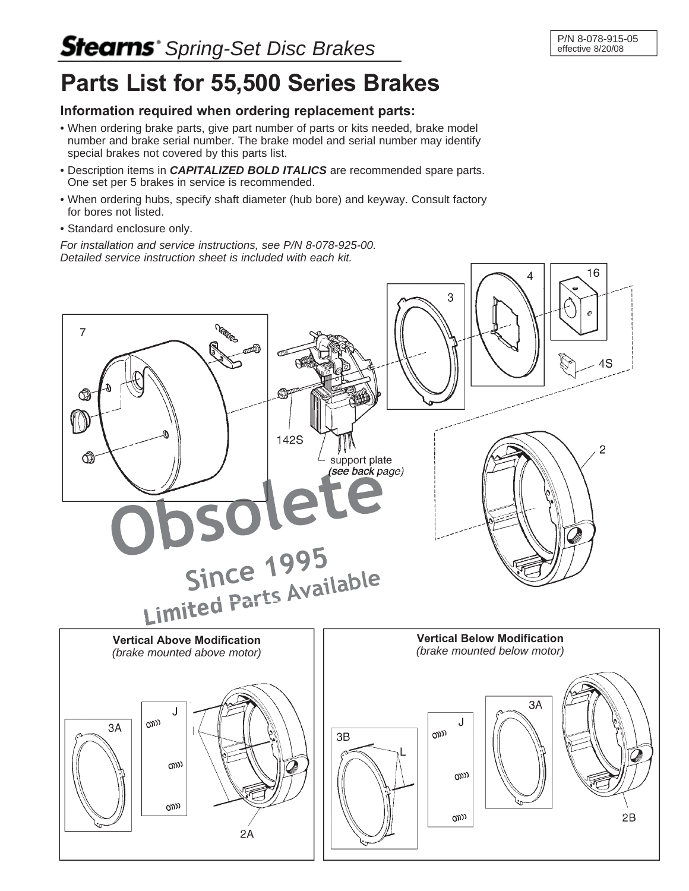**Stearns®** *Spring-Set Disc Brakes*

P/N 8-078-915-05
effective 8/20/08

# Parts List for 55,500 Series Brakes

### Information required when ordering replacement parts:

- When ordering brake parts, give part number of parts or kits needed, brake model number and brake serial number. The brake model and serial number may identify special brakes not covered by this parts list.
- Description items in ***CAPITALIZED BOLD ITALICS*** are recommended spare parts. One set per 5 brakes in service is recommended.
- When ordering hubs, specify shaft diameter (hub bore) and keyway. Consult factory for bores not listed.
- Standard enclosure only.

*For installation and service instructions, see P/N 8-078-925-00.*
*Detailed service instruction sheet is included with each kit.*

7 — 142S — support plate *(see back page)* — 3 — 4 — 16 — 4S — 2

**Obsolete**
**Since 1995**
**Limited Parts Available**

**Vertical Above Modification**
*(brake mounted above motor)*

3A — J — I — 2A

**Vertical Below Modification**
*(brake mounted below motor)*

3B — L — J — 3A — 2B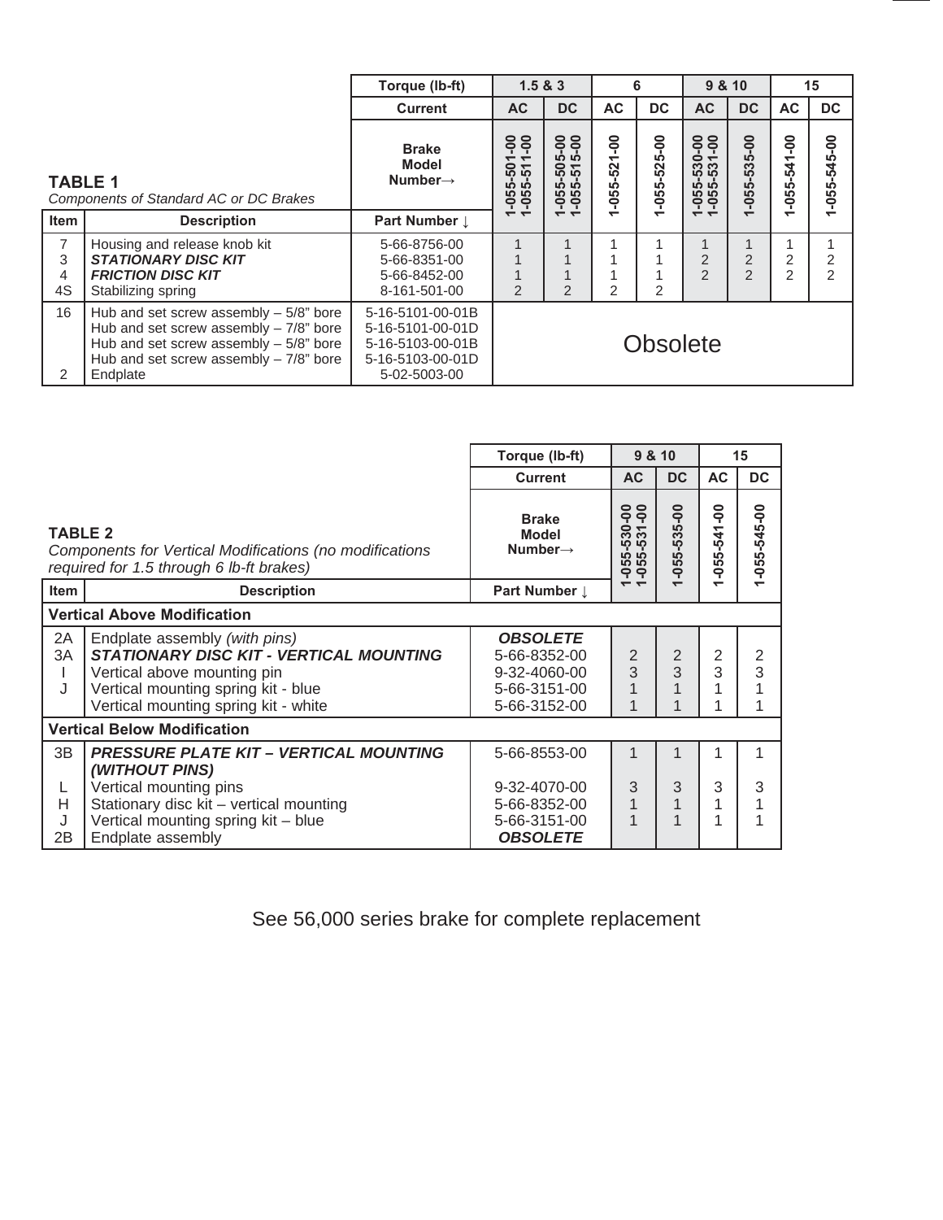**TABLE 1**
*Components of Standard AC or DC Brakes*

| Item | Description | Torque (lb-ft) | 1.5 & 3 | | 6 | | 9 & 10 | | 15 | |
|---|---|---|---|---|---|---|---|---|---|---|
| | | Current | AC | DC | AC | DC | AC | DC | AC | DC |
| | | Brake Model Number→ | 1-055-501-00 1-055-511-00 | 1-055-505-00 1-055-515-00 | 1-055-521-00 | 1-055-525-00 | 1-055-530-00 1-055-531-00 | 1-055-535-00 | 1-055-541-00 | 1-055-545-00 |
| | | Part Number ↓ | | | | | | | | |
| 7 | Housing and release knob kit | 5-66-8756-00 | 1 | 1 | 1 | 1 | 1 | 1 | 1 | 1 |
| 3 | ***STATIONARY DISC KIT*** | 5-66-8351-00 | 1 | 1 | 1 | 1 | 2 | 2 | 2 | 2 |
| 4 | ***FRICTION DISC KIT*** | 5-66-8452-00 | 1 | 1 | 1 | 1 | 2 | 2 | 2 | 2 |
| 4S | Stabilizing spring | 8-161-501-00 | 2 | 2 | 2 | 2 | | | | |
| 16 | Hub and set screw assembly – 5/8" bore | 5-16-5101-00-01B | Obsolete | | | | | | | |
| | Hub and set screw assembly – 7/8" bore | 5-16-5101-00-01D | | | | | | | | |
| | Hub and set screw assembly – 5/8" bore | 5-16-5103-00-01B | | | | | | | | |
| | Hub and set screw assembly – 7/8" bore | 5-16-5103-00-01D | | | | | | | | |
| 2 | Endplate | 5-02-5003-00 | | | | | | | | |

**TABLE 2**
*Components for Vertical Modifications (no modifications required for 1.5 through 6 lb-ft brakes)*

| Item | Description | Torque (lb-ft) | 9 & 10 | | 15 | |
|---|---|---|---|---|---|---|
| | | Current | AC | DC | AC | DC |
| | | Brake Model Number→ | 1-055-530-00 1-055-531-00 | 1-055-535-00 | 1-055-541-00 | 1-055-545-00 |
| | | Part Number ↓ | | | | |
| | **Vertical Above Modification** | | | | | |
| 2A | Endplate assembly *(with pins)* | ***OBSOLETE*** | | | | |
| 3A | ***STATIONARY DISC KIT - VERTICAL MOUNTING*** | 5-66-8352-00 | 2 | 2 | 2 | 2 |
| I | Vertical above mounting pin | 9-32-4060-00 | 3 | 3 | 3 | 3 |
| J | Vertical mounting spring kit - blue | 5-66-3151-00 | 1 | 1 | 1 | 1 |
| | Vertical mounting spring kit - white | 5-66-3152-00 | 1 | 1 | 1 | 1 |
| | **Vertical Below Modification** | | | | | |
| 3B | ***PRESSURE PLATE KIT – VERTICAL MOUNTING (WITHOUT PINS)*** | 5-66-8553-00 | 1 | 1 | 1 | 1 |
| L | Vertical mounting pins | 9-32-4070-00 | 3 | 3 | 3 | 3 |
| H | Stationary disc kit – vertical mounting | 5-66-8352-00 | 1 | 1 | 1 | 1 |
| J | Vertical mounting spring kit – blue | 5-66-3151-00 | 1 | 1 | 1 | 1 |
| 2B | Endplate assembly | ***OBSOLETE*** | | | | |

See 56,000 series brake for complete replacement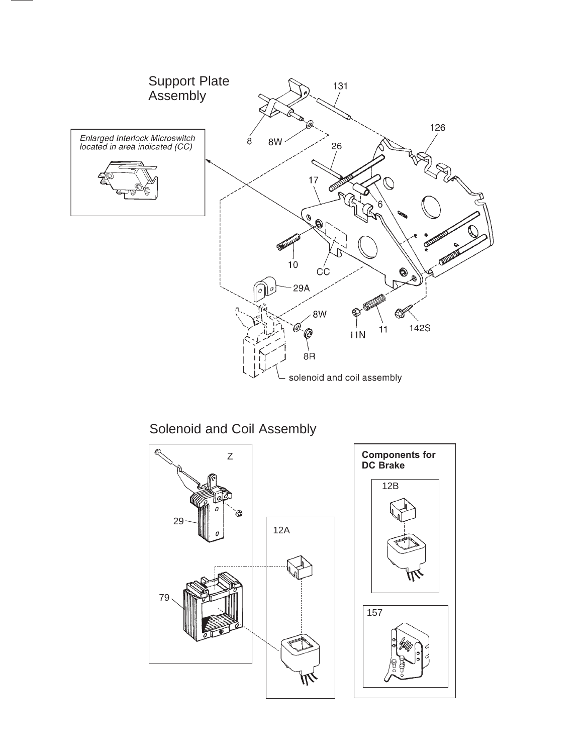## Support Plate Assembly

*Enlarged Interlock Microswitch located in area indicated (CC)*

131

126

26

17

6

8

8W

10

CC

29A

8W

8R

11N

11

142S

solenoid and coil assembly

## Solenoid and Coil Assembly

Z

29

79

12A

**Components for DC Brake**

12B

157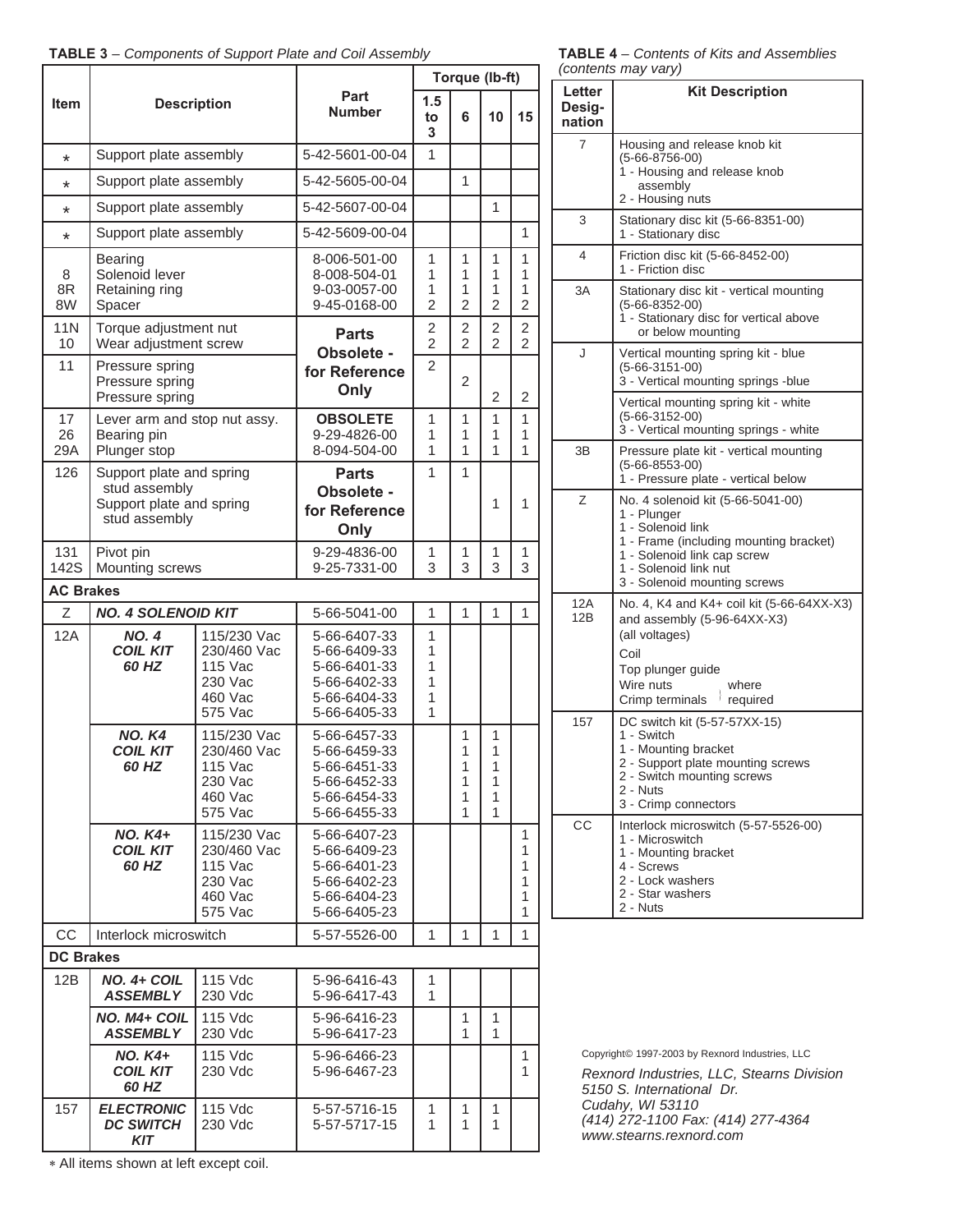**TABLE 3** – *Components of Support Plate and Coil Assembly*

| Item | Description | | Part Number | Torque (lb-ft) 1.5 to 3 | 6 | 10 | 15 |
|---|---|---|---|---|---|---|---|
| * | Support plate assembly | | 5-42-5601-00-04 | 1 | | | |
| * | Support plate assembly | | 5-42-5605-00-04 | | 1 | | |
| * | Support plate assembly | | 5-42-5607-00-04 | | | 1 | |
| * | Support plate assembly | | 5-42-5609-00-04 | | | | 1 |
| | Bearing | | 8-006-501-00 | 1 | 1 | 1 | 1 |
| 8 | Solenoid lever | | 8-008-504-01 | 1 | 1 | 1 | 1 |
| 8R | Retaining ring | | 9-03-0057-00 | 1 | 1 | 1 | 1 |
| 8W | Spacer | | 9-45-0168-00 | 2 | 2 | 2 | 2 |
| 11N | Torque adjustment nut | | Parts Obsolete - for Reference Only | 2 | 2 | 2 | 2 |
| 10 | Wear adjustment screw | | | 2 | 2 | 2 | 2 |
| 11 | Pressure spring | | | 2 | | | |
| | Pressure spring | | | | 2 | | |
| | Pressure spring | | | | | 2 | 2 |
| 17 | Lever arm and stop nut assy. | | **OBSOLETE** | 1 | 1 | 1 | 1 |
| 26 | Bearing pin | | 9-29-4826-00 | 1 | 1 | 1 | 1 |
| 29A | Plunger stop | | 8-094-504-00 | 1 | 1 | 1 | 1 |
| 126 | Support plate and spring stud assembly | | Parts Obsolete - for Reference Only | 1 | 1 | | |
| | Support plate and spring stud assembly | | | | | 1 | 1 |
| 131 | Pivot pin | | 9-29-4836-00 | 1 | 1 | 1 | 1 |
| 142S | Mounting screws | | 9-25-7331-00 | 3 | 3 | 3 | 3 |
| **AC Brakes** | | | | | | | |
| Z | ***NO. 4 SOLENOID KIT*** | | 5-66-5041-00 | 1 | 1 | 1 | 1 |
| 12A | ***NO. 4 COIL KIT 60 HZ*** | 115/230 Vac | 5-66-6407-33 | 1 | | | |
| | | 230/460 Vac | 5-66-6409-33 | 1 | | | |
| | | 115 Vac | 5-66-6401-33 | 1 | | | |
| | | 230 Vac | 5-66-6402-33 | 1 | | | |
| | | 460 Vac | 5-66-6404-33 | 1 | | | |
| | | 575 Vac | 5-66-6405-33 | 1 | | | |
| | ***NO. K4 COIL KIT 60 HZ*** | 115/230 Vac | 5-66-6457-33 | | 1 | 1 | |
| | | 230/460 Vac | 5-66-6459-33 | | 1 | 1 | |
| | | 115 Vac | 5-66-6451-33 | | 1 | 1 | |
| | | 230 Vac | 5-66-6452-33 | | 1 | 1 | |
| | | 460 Vac | 5-66-6454-33 | | 1 | 1 | |
| | | 575 Vac | 5-66-6455-33 | | 1 | 1 | |
| | ***NO. K4+ COIL KIT 60 HZ*** | 115/230 Vac | 5-66-6407-23 | | | | 1 |
| | | 230/460 Vac | 5-66-6409-23 | | | | 1 |
| | | 115 Vac | 5-66-6401-23 | | | | 1 |
| | | 230 Vac | 5-66-6402-23 | | | | 1 |
| | | 460 Vac | 5-66-6404-23 | | | | 1 |
| | | 575 Vac | 5-66-6405-23 | | | | 1 |
| CC | Interlock microswitch | | 5-57-5526-00 | 1 | 1 | 1 | 1 |
| **DC Brakes** | | | | | | | |
| 12B | ***NO. 4+ COIL ASSEMBLY*** | 115 Vdc | 5-96-6416-43 | 1 | | | |
| | | 230 Vdc | 5-96-6417-43 | 1 | | | |
| | ***NO. M4+ COIL ASSEMBLY*** | 115 Vdc | 5-96-6416-23 | | 1 | 1 | |
| | | 230 Vdc | 5-96-6417-23 | | 1 | 1 | |
| | ***NO. K4+ COIL KIT 60 HZ*** | 115 Vdc | 5-96-6466-23 | | | | 1 |
| | | 230 Vdc | 5-96-6467-23 | | | | 1 |
| 157 | ***ELECTRONIC DC SWITCH KIT*** | 115 Vdc | 5-57-5716-15 | 1 | 1 | 1 | |
| | | 230 Vdc | 5-57-5717-15 | 1 | 1 | 1 | |

* All items shown at left except coil.

**TABLE 4** – *Contents of Kits and Assemblies (contents may vary)*

| Letter Designation | Kit Description |
|---|---|
| 7 | Housing and release knob kit (5-66-8756-00)<br>1 - Housing and release knob assembly<br>2 - Housing nuts |
| 3 | Stationary disc kit (5-66-8351-00)<br>1 - Stationary disc |
| 4 | Friction disc kit (5-66-8452-00)<br>1 - Friction disc |
| 3A | Stationary disc kit - vertical mounting (5-66-8352-00)<br>1 - Stationary disc for vertical above or below mounting |
| J | Vertical mounting spring kit - blue (5-66-3151-00)<br>3 - Vertical mounting springs -blue |
| | Vertical mounting spring kit - white (5-66-3152-00)<br>3 - Vertical mounting springs - white |
| 3B | Pressure plate kit - vertical mounting (5-66-8553-00)<br>1 - Pressure plate - vertical below |
| Z | No. 4 solenoid kit (5-66-5041-00)<br>1 - Plunger<br>1 - Solenoid link<br>1 - Frame (including mounting bracket)<br>1 - Solenoid link cap screw<br>1 - Solenoid link nut<br>3 - Solenoid mounting screws |
| 12A<br>12B | No. 4, K4 and K4+ coil kit (5-66-64XX-X3) and assembly (5-96-64XX-X3) (all voltages)<br>Coil<br>Top plunger guide<br>Wire nuts } where<br>Crimp terminals } required |
| 157 | DC switch kit (5-57-57XX-15)<br>1 - Switch<br>1 - Mounting bracket<br>2 - Support plate mounting screws<br>2 - Switch mounting screws<br>2 - Nuts<br>3 - Crimp connectors |
| CC | Interlock microswitch (5-57-5526-00)<br>1 - Microswitch<br>1 - Mounting bracket<br>4 - Screws<br>2 - Lock washers<br>2 - Star washers<br>2 - Nuts |

Copyright© 1997-2003 by Rexnord Industries, LLC

*Rexnord Industries, LLC, Stearns Division*
*5150 S. International Dr.*
*Cudahy, WI 53110*
*(414) 272-1100 Fax: (414) 277-4364*
*www.stearns.rexnord.com*